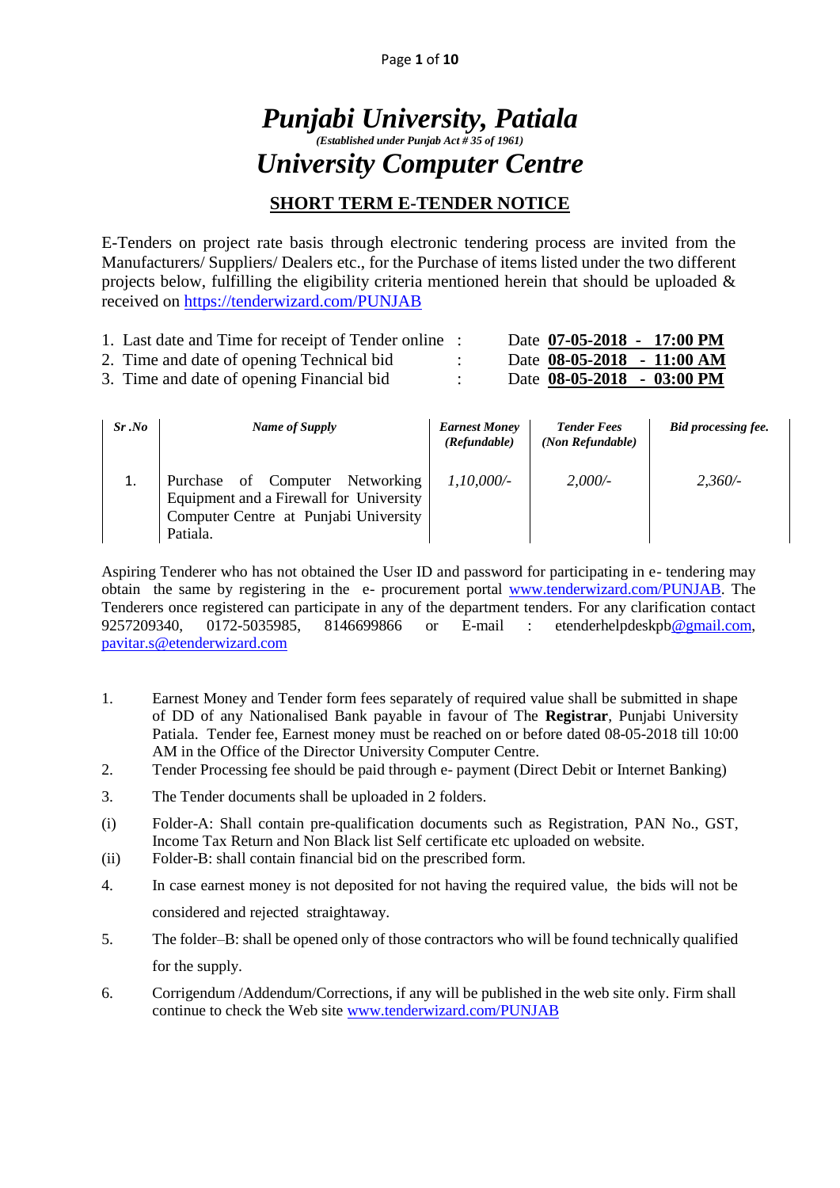# *Punjabi University, Patiala*

***(Established under Punjab Act # 35 of 1961)***

# *University Computer Centre*

## SHORT TERM E-TENDER NOTICE

E-Tenders on project rate basis through electronic tendering process are invited from the Manufacturers/ Suppliers/ Dealers etc., for the Purchase of items listed under the two different projects below, fulfilling the eligibility criteria mentioned herein that should be uploaded & received on https://tenderwizard.com/PUNJAB

1. Last date and Time for receipt of Tender online : Date **07-05-2018 - 17:00 PM**
2. Time and date of opening Technical bid : Date **08-05-2018 - 11:00 AM**
3. Time and date of opening Financial bid : Date **08-05-2018 - 03:00 PM**

| *Sr .No* | *Name of Supply* | *Earnest Money (Refundable)* | *Tender Fees (Non Refundable)* | *Bid processing fee.* |
|---|---|---|---|---|
| 1. | Purchase of Computer Networking Equipment and a Firewall for University Computer Centre at Punjabi University Patiala. | *1,10,000/-* | *2,000/-* | *2,360/-* |

Aspiring Tenderer who has not obtained the User ID and password for participating in e- tendering may obtain the same by registering in the e- procurement portal www.tenderwizard.com/PUNJAB. The Tenderers once registered can participate in any of the department tenders. For any clarification contact 9257209340, 0172-5035985, 8146699866 or E-mail : etenderhelpdeskpb@gmail.com, pavitar.s@etenderwizard.com

1. Earnest Money and Tender form fees separately of required value shall be submitted in shape of DD of any Nationalised Bank payable in favour of The **Registrar**, Punjabi University Patiala. Tender fee, Earnest money must be reached on or before dated 08-05-2018 till 10:00 AM in the Office of the Director University Computer Centre.
2. Tender Processing fee should be paid through e- payment (Direct Debit or Internet Banking)
3. The Tender documents shall be uploaded in 2 folders.

(i) Folder-A: Shall contain pre-qualification documents such as Registration, PAN No., GST, Income Tax Return and Non Black list Self certificate etc uploaded on website.

(ii) Folder-B: shall contain financial bid on the prescribed form.

4. In case earnest money is not deposited for not having the required value, the bids will not be considered and rejected straightaway.
5. The folder–B: shall be opened only of those contractors who will be found technically qualified for the supply.
6. Corrigendum /Addendum/Corrections, if any will be published in the web site only. Firm shall continue to check the Web site www.tenderwizard.com/PUNJAB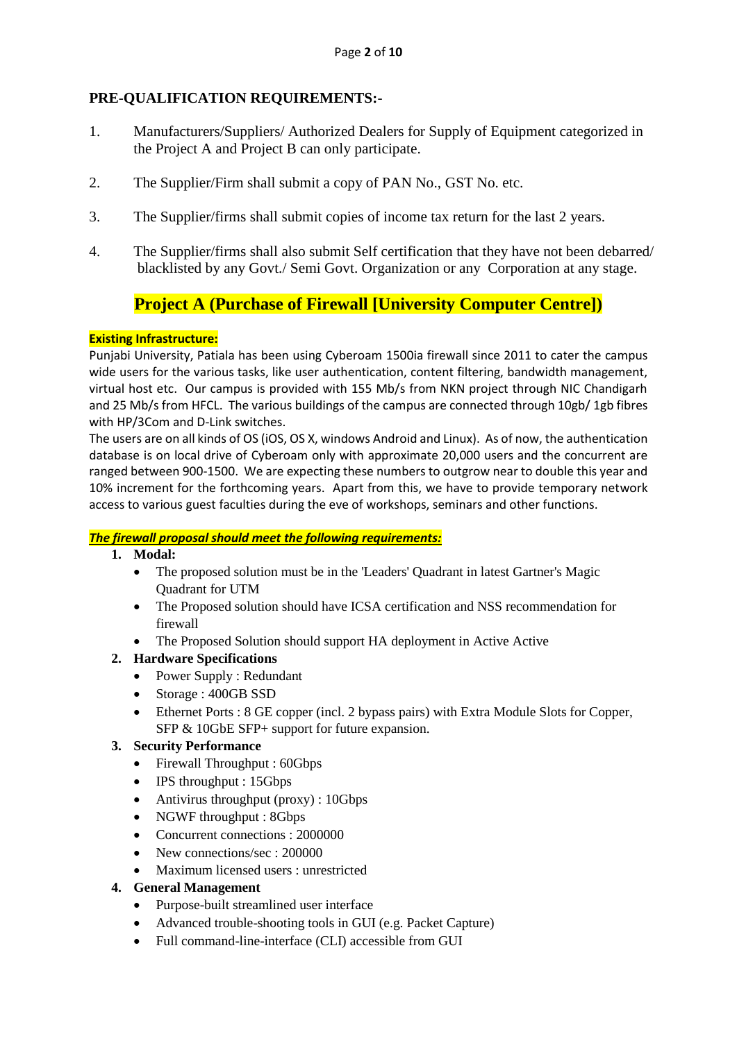## PRE-QUALIFICATION REQUIREMENTS:-

1. Manufacturers/Suppliers/ Authorized Dealers for Supply of Equipment categorized in the Project A and Project B can only participate.
2. The Supplier/Firm shall submit a copy of PAN No., GST No. etc.
3. The Supplier/firms shall submit copies of income tax return for the last 2 years.
4. The Supplier/firms shall also submit Self certification that they have not been debarred/ blacklisted by any Govt./ Semi Govt. Organization or any Corporation at any stage.

## Project A (Purchase of Firewall [University Computer Centre])

**Existing Infrastructure:**

Punjabi University, Patiala has been using Cyberoam 1500ia firewall since 2011 to cater the campus wide users for the various tasks, like user authentication, content filtering, bandwidth management, virtual host etc. Our campus is provided with 155 Mb/s from NKN project through NIC Chandigarh and 25 Mb/s from HFCL. The various buildings of the campus are connected through 10gb/ 1gb fibres with HP/3Com and D-Link switches.

The users are on all kinds of OS (iOS, OS X, windows Android and Linux). As of now, the authentication database is on local drive of Cyberoam only with approximate 20,000 users and the concurrent are ranged between 900-1500. We are expecting these numbers to outgrow near to double this year and 10% increment for the forthcoming years. Apart from this, we have to provide temporary network access to various guest faculties during the eve of workshops, seminars and other functions.

***The firewall proposal should meet the following requirements:***

1. **Modal:**
   - The proposed solution must be in the 'Leaders' Quadrant in latest Gartner's Magic Quadrant for UTM
   - The Proposed solution should have ICSA certification and NSS recommendation for firewall
   - The Proposed Solution should support HA deployment in Active Active
2. **Hardware Specifications**
   - Power Supply : Redundant
   - Storage : 400GB SSD
   - Ethernet Ports : 8 GE copper (incl. 2 bypass pairs) with Extra Module Slots for Copper, SFP & 10GbE SFP+ support for future expansion.
3. **Security Performance**
   - Firewall Throughput : 60Gbps
   - IPS throughput : 15Gbps
   - Antivirus throughput (proxy) : 10Gbps
   - NGWF throughput : 8Gbps
   - Concurrent connections : 2000000
   - New connections/sec : 200000
   - Maximum licensed users : unrestricted
4. **General Management**
   - Purpose-built streamlined user interface
   - Advanced trouble-shooting tools in GUI (e.g. Packet Capture)
   - Full command-line-interface (CLI) accessible from GUI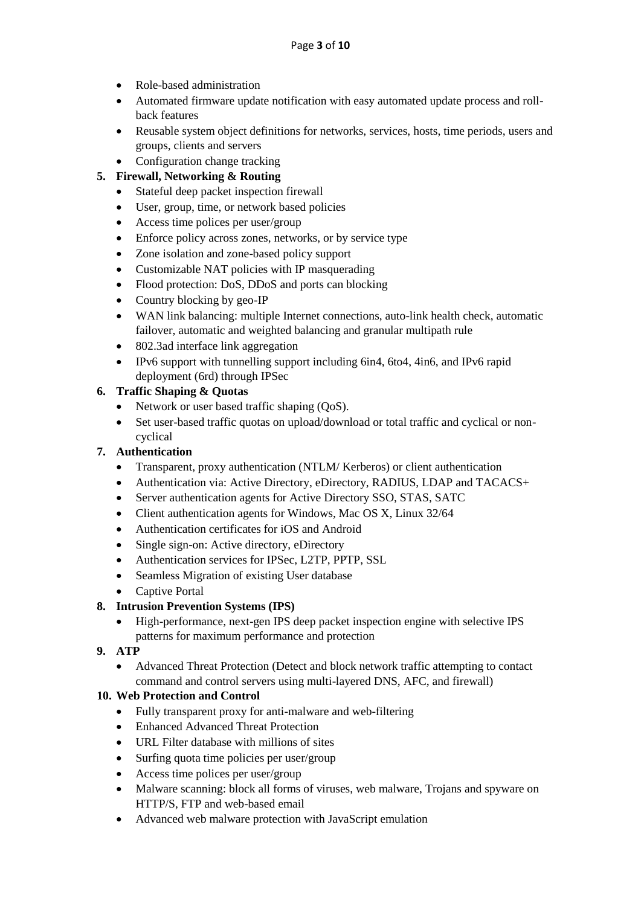- Role-based administration
- Automated firmware update notification with easy automated update process and roll-back features
- Reusable system object definitions for networks, services, hosts, time periods, users and groups, clients and servers
- Configuration change tracking

5. **Firewall, Networking & Routing**
   - Stateful deep packet inspection firewall
   - User, group, time, or network based policies
   - Access time polices per user/group
   - Enforce policy across zones, networks, or by service type
   - Zone isolation and zone-based policy support
   - Customizable NAT policies with IP masquerading
   - Flood protection: DoS, DDoS and ports can blocking
   - Country blocking by geo-IP
   - WAN link balancing: multiple Internet connections, auto-link health check, automatic failover, automatic and weighted balancing and granular multipath rule
   - 802.3ad interface link aggregation
   - IPv6 support with tunnelling support including 6in4, 6to4, 4in6, and IPv6 rapid deployment (6rd) through IPSec
6. **Traffic Shaping & Quotas**
   - Network or user based traffic shaping (QoS).
   - Set user-based traffic quotas on upload/download or total traffic and cyclical or non-cyclical
7. **Authentication**
   - Transparent, proxy authentication (NTLM/ Kerberos) or client authentication
   - Authentication via: Active Directory, eDirectory, RADIUS, LDAP and TACACS+
   - Server authentication agents for Active Directory SSO, STAS, SATC
   - Client authentication agents for Windows, Mac OS X, Linux 32/64
   - Authentication certificates for iOS and Android
   - Single sign-on: Active directory, eDirectory
   - Authentication services for IPSec, L2TP, PPTP, SSL
   - Seamless Migration of existing User database
   - Captive Portal
8. **Intrusion Prevention Systems (IPS)**
   - High-performance, next-gen IPS deep packet inspection engine with selective IPS patterns for maximum performance and protection
9. **ATP**
   - Advanced Threat Protection (Detect and block network traffic attempting to contact command and control servers using multi-layered DNS, AFC, and firewall)
10. **Web Protection and Control**
    - Fully transparent proxy for anti-malware and web-filtering
    - Enhanced Advanced Threat Protection
    - URL Filter database with millions of sites
    - Surfing quota time policies per user/group
    - Access time polices per user/group
    - Malware scanning: block all forms of viruses, web malware, Trojans and spyware on HTTP/S, FTP and web-based email
    - Advanced web malware protection with JavaScript emulation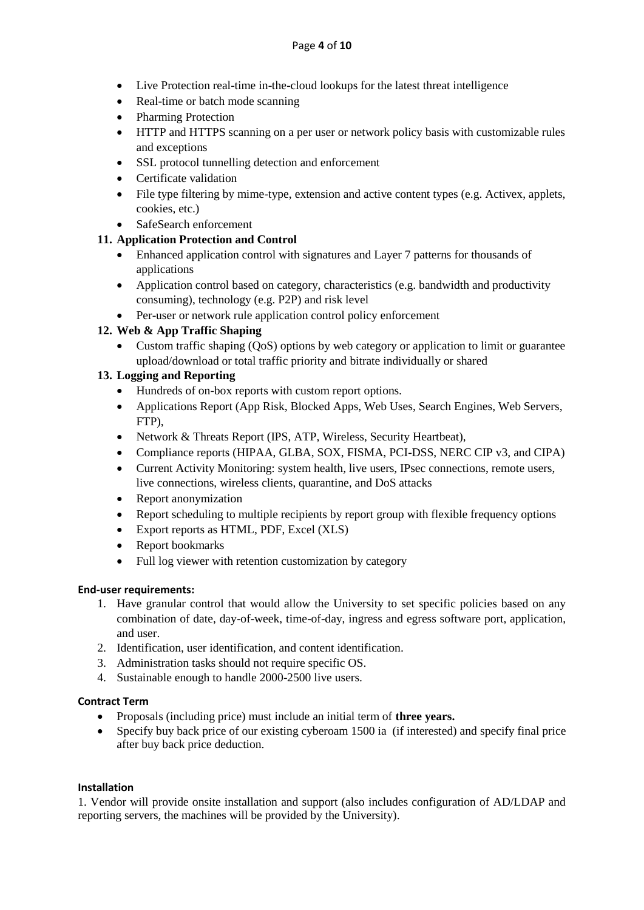- Live Protection real-time in-the-cloud lookups for the latest threat intelligence
- Real-time or batch mode scanning
- Pharming Protection
- HTTP and HTTPS scanning on a per user or network policy basis with customizable rules and exceptions
- SSL protocol tunnelling detection and enforcement
- Certificate validation
- File type filtering by mime-type, extension and active content types (e.g. Activex, applets, cookies, etc.)
- SafeSearch enforcement

**11. Application Protection and Control**

- Enhanced application control with signatures and Layer 7 patterns for thousands of applications
- Application control based on category, characteristics (e.g. bandwidth and productivity consuming), technology (e.g. P2P) and risk level
- Per-user or network rule application control policy enforcement

**12. Web & App Traffic Shaping**

- Custom traffic shaping (QoS) options by web category or application to limit or guarantee upload/download or total traffic priority and bitrate individually or shared

**13. Logging and Reporting**

- Hundreds of on-box reports with custom report options.
- Applications Report (App Risk, Blocked Apps, Web Uses, Search Engines, Web Servers, FTP),
- Network & Threats Report (IPS, ATP, Wireless, Security Heartbeat),
- Compliance reports (HIPAA, GLBA, SOX, FISMA, PCI-DSS, NERC CIP v3, and CIPA)
- Current Activity Monitoring: system health, live users, IPsec connections, remote users, live connections, wireless clients, quarantine, and DoS attacks
- Report anonymization
- Report scheduling to multiple recipients by report group with flexible frequency options
- Export reports as HTML, PDF, Excel (XLS)
- Report bookmarks
- Full log viewer with retention customization by category

**End-user requirements:**

1. Have granular control that would allow the University to set specific policies based on any combination of date, day-of-week, time-of-day, ingress and egress software port, application, and user.
2. Identification, user identification, and content identification.
3. Administration tasks should not require specific OS.
4. Sustainable enough to handle 2000-2500 live users.

**Contract Term**

- Proposals (including price) must include an initial term of **three years.**
- Specify buy back price of our existing cyberoam 1500 ia (if interested) and specify final price after buy back price deduction.

**Installation**

1. Vendor will provide onsite installation and support (also includes configuration of AD/LDAP and reporting servers, the machines will be provided by the University).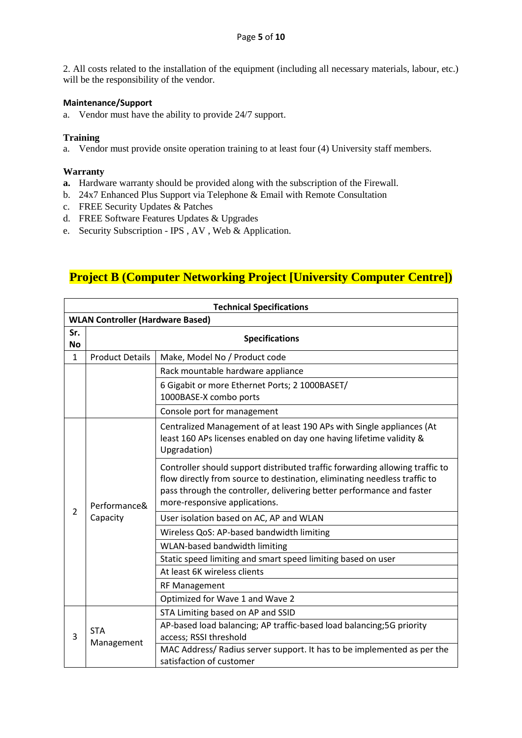2. All costs related to the installation of the equipment (including all necessary materials, labour, etc.) will be the responsibility of the vendor.

**Maintenance/Support**

a. Vendor must have the ability to provide 24/7 support.

**Training**

a. Vendor must provide onsite operation training to at least four (4) University staff members.

**Warranty**

**a.** Hardware warranty should be provided along with the subscription of the Firewall.
b. 24x7 Enhanced Plus Support via Telephone & Email with Remote Consultation
c. FREE Security Updates & Patches
d. FREE Software Features Updates & Upgrades
e. Security Subscription - IPS , AV , Web & Application.

## Project B (Computer Networking Project [University Computer Centre])

| **Technical Specifications** | | |
|---|---|---|
| **WLAN Controller (Hardware Based)** | | |
| **Sr. No** | **Specifications** | |
| 1 | Product Details | Make, Model No / Product code |
| | | Rack mountable hardware appliance |
| | | 6 Gigabit or more Ethernet Ports; 2 1000BASET/ 1000BASE-X combo ports |
| | | Console port for management |
| 2 | Performance& Capacity | Centralized Management of at least 190 APs with Single appliances (At least 160 APs licenses enabled on day one having lifetime validity & Upgradation) |
| | | Controller should support distributed traffic forwarding allowing traffic to flow directly from source to destination, eliminating needless traffic to pass through the controller, delivering better performance and faster more-responsive applications. |
| | | User isolation based on AC, AP and WLAN |
| | | Wireless QoS: AP-based bandwidth limiting |
| | | WLAN-based bandwidth limiting |
| | | Static speed limiting and smart speed limiting based on user |
| | | At least 6K wireless clients |
| | | RF Management |
| | | Optimized for Wave 1 and Wave 2 |
| 3 | STA Management | STA Limiting based on AP and SSID |
| | | AP-based load balancing; AP traffic-based load balancing;5G priority access; RSSI threshold |
| | | MAC Address/ Radius server support. It has to be implemented as per the satisfaction of customer |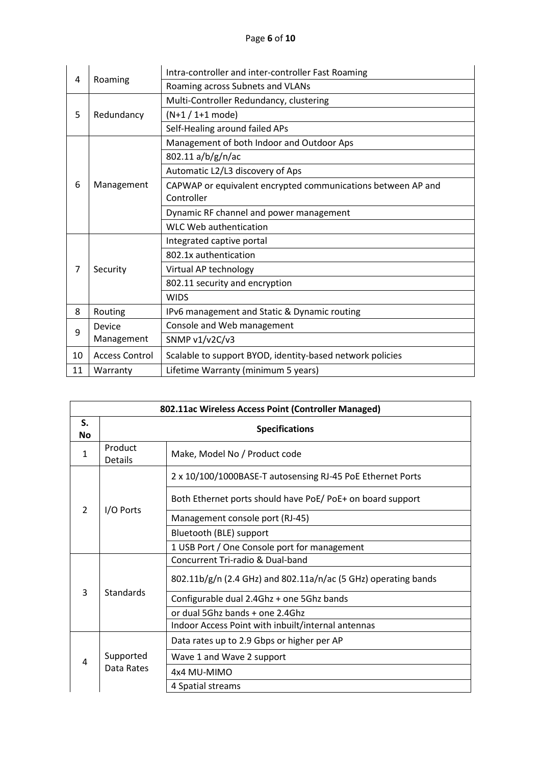| | | |
|---|---|---|
| 4 | Roaming | Intra-controller and inter-controller Fast Roaming |
| | | Roaming across Subnets and VLANs |
| 5 | Redundancy | Multi-Controller Redundancy, clustering |
| | | (N+1 / 1+1 mode) |
| | | Self-Healing around failed APs |
| 6 | Management | Management of both Indoor and Outdoor Aps |
| | | 802.11 a/b/g/n/ac |
| | | Automatic L2/L3 discovery of Aps |
| | | CAPWAP or equivalent encrypted communications between AP and Controller |
| | | Dynamic RF channel and power management |
| | | WLC Web authentication |
| 7 | Security | Integrated captive portal |
| | | 802.1x authentication |
| | | Virtual AP technology |
| | | 802.11 security and encryption |
| | | WIDS |
| 8 | Routing | IPv6 management and Static & Dynamic routing |
| 9 | Device Management | Console and Web management |
| | | SNMP v1/v2C/v3 |
| 10 | Access Control | Scalable to support BYOD, identity-based network policies |
| 11 | Warranty | Lifetime Warranty (minimum 5 years) |

| **802.11ac Wireless Access Point (Controller Managed)** | | |
|---|---|---|
| **S. No** | **Specifications** | |
| 1 | Product Details | Make, Model No / Product code |
| 2 | I/O Ports | 2 x 10/100/1000BASE-T autosensing RJ-45 PoE Ethernet Ports |
| | | Both Ethernet ports should have PoE/ PoE+ on board support |
| | | Management console port (RJ-45) |
| | | Bluetooth (BLE) support |
| | | 1 USB Port / One Console port for management |
| 3 | Standards | Concurrent Tri-radio & Dual-band |
| | | 802.11b/g/n (2.4 GHz) and 802.11a/n/ac (5 GHz) operating bands |
| | | Configurable dual 2.4Ghz + one 5Ghz bands |
| | | or dual 5Ghz bands + one 2.4Ghz |
| | | Indoor Access Point with inbuilt/internal antennas |
| 4 | Supported Data Rates | Data rates up to 2.9 Gbps or higher per AP |
| | | Wave 1 and Wave 2 support |
| | | 4x4 MU-MIMO |
| | | 4 Spatial streams |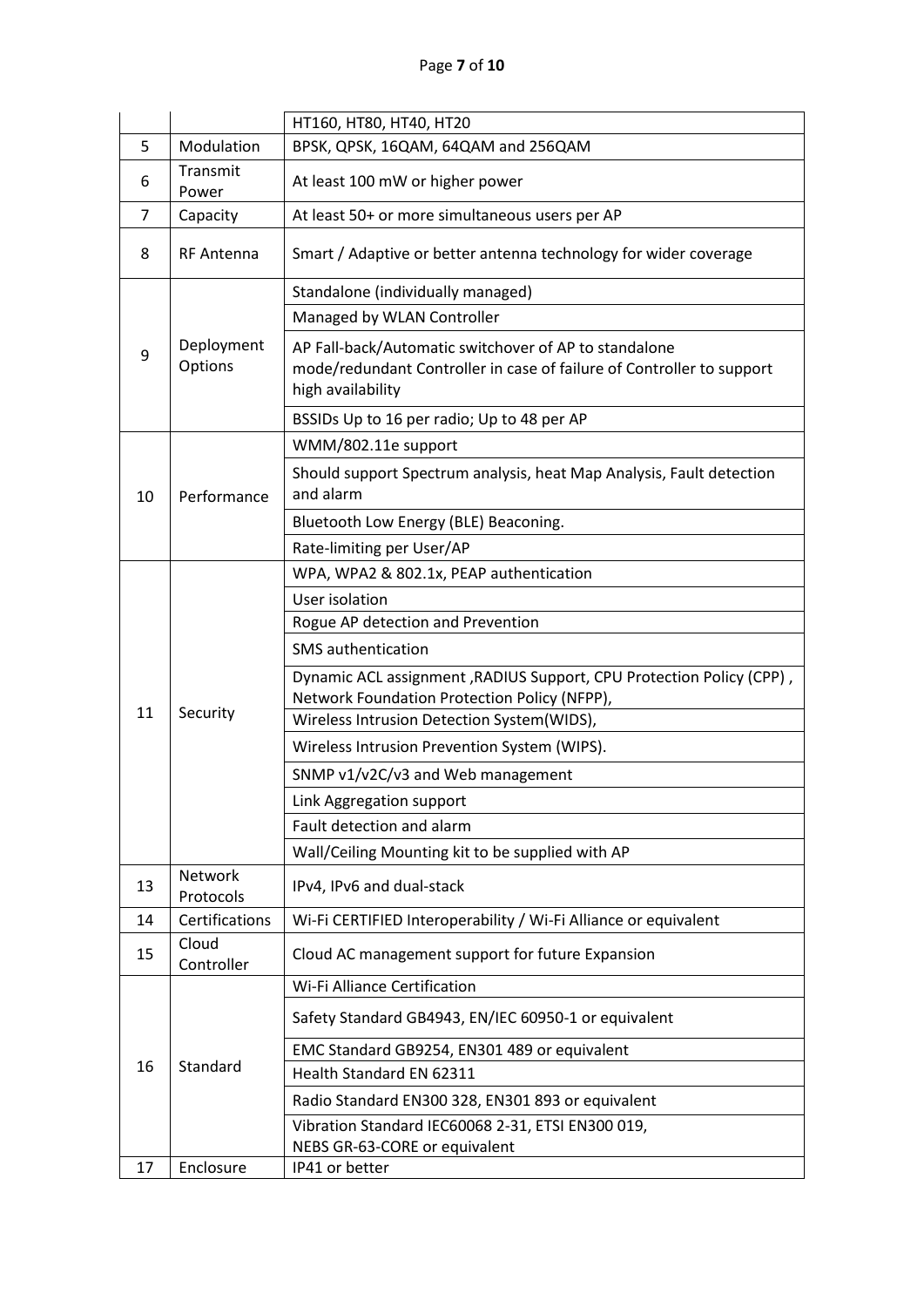|  |  | HT160, HT80, HT40, HT20 |
|---|---|---|
| 5 | Modulation | BPSK, QPSK, 16QAM, 64QAM and 256QAM |
| 6 | Transmit Power | At least 100 mW or higher power |
| 7 | Capacity | At least 50+ or more simultaneous users per AP |
| 8 | RF Antenna | Smart / Adaptive or better antenna technology for wider coverage |
| 9 | Deployment Options | Standalone (individually managed) |
|  |  | Managed by WLAN Controller |
|  |  | AP Fall-back/Automatic switchover of AP to standalone mode/redundant Controller in case of failure of Controller to support high availability |
|  |  | BSSIDs Up to 16 per radio; Up to 48 per AP |
| 10 | Performance | WMM/802.11e support |
|  |  | Should support Spectrum analysis, heat Map Analysis, Fault detection and alarm |
|  |  | Bluetooth Low Energy (BLE) Beaconing. |
|  |  | Rate-limiting per User/AP |
| 11 | Security | WPA, WPA2 & 802.1x, PEAP authentication |
|  |  | User isolation |
|  |  | Rogue AP detection and Prevention |
|  |  | SMS authentication |
|  |  | Dynamic ACL assignment ,RADIUS Support, CPU Protection Policy (CPP) , Network Foundation Protection Policy (NFPP), |
|  |  | Wireless Intrusion Detection System(WIDS), |
|  |  | Wireless Intrusion Prevention System (WIPS). |
|  |  | SNMP v1/v2C/v3 and Web management |
|  |  | Link Aggregation support |
|  |  | Fault detection and alarm |
|  |  | Wall/Ceiling Mounting kit to be supplied with AP |
| 13 | Network Protocols | IPv4, IPv6 and dual-stack |
| 14 | Certifications | Wi-Fi CERTIFIED Interoperability / Wi-Fi Alliance or equivalent |
| 15 | Cloud Controller | Cloud AC management support for future Expansion |
| 16 | Standard | Wi-Fi Alliance Certification |
|  |  | Safety Standard GB4943, EN/IEC 60950-1 or equivalent |
|  |  | EMC Standard GB9254, EN301 489 or equivalent |
|  |  | Health Standard EN 62311 |
|  |  | Radio Standard EN300 328, EN301 893 or equivalent |
|  |  | Vibration Standard IEC60068 2-31, ETSI EN300 019, NEBS GR-63-CORE or equivalent |
| 17 | Enclosure | IP41 or better |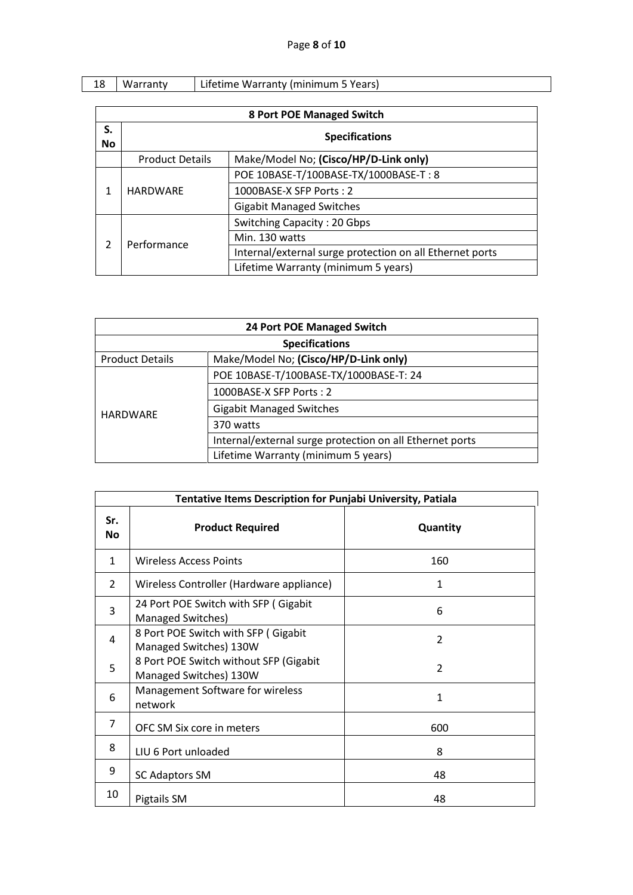| 18 | Warranty | Lifetime Warranty (minimum 5 Years) |
|---|---|---|

| 8 Port POE Managed Switch | | |
|---|---|---|
| S. No | Specifications | |
| | Product Details | Make/Model No; **(Cisco/HP/D-Link only)** |
| 1 | HARDWARE | POE 10BASE-T/100BASE-TX/1000BASE-T : 8 |
| | | 1000BASE-X SFP Ports : 2 |
| | | Gigabit Managed Switches |
| 2 | Performance | Switching Capacity : 20 Gbps |
| | | Min. 130 watts |
| | | Internal/external surge protection on all Ethernet ports |
| | | Lifetime Warranty (minimum 5 years) |

| 24 Port POE Managed Switch | |
|---|---|
| **Specifications** | |
| Product Details | Make/Model No; **(Cisco/HP/D-Link only)** |
| HARDWARE | POE 10BASE-T/100BASE-TX/1000BASE-T: 24 |
| | 1000BASE-X SFP Ports : 2 |
| | Gigabit Managed Switches |
| | 370 watts |
| | Internal/external surge protection on all Ethernet ports |
| | Lifetime Warranty (minimum 5 years) |

| Tentative Items Description for Punjabi University, Patiala | | |
|---|---|---|
| **Sr. No** | **Product Required** | **Quantity** |
| 1 | Wireless Access Points | 160 |
| 2 | Wireless Controller (Hardware appliance) | 1 |
| 3 | 24 Port POE Switch with SFP ( Gigabit Managed Switches) | 6 |
| 4 | 8 Port POE Switch with SFP ( Gigabit Managed Switches) 130W | 2 |
| 5 | 8 Port POE Switch without SFP (Gigabit Managed Switches) 130W | 2 |
| 6 | Management Software for wireless network | 1 |
| 7 | OFC SM Six core in meters | 600 |
| 8 | LIU 6 Port unloaded | 8 |
| 9 | SC Adaptors SM | 48 |
| 10 | Pigtails SM | 48 |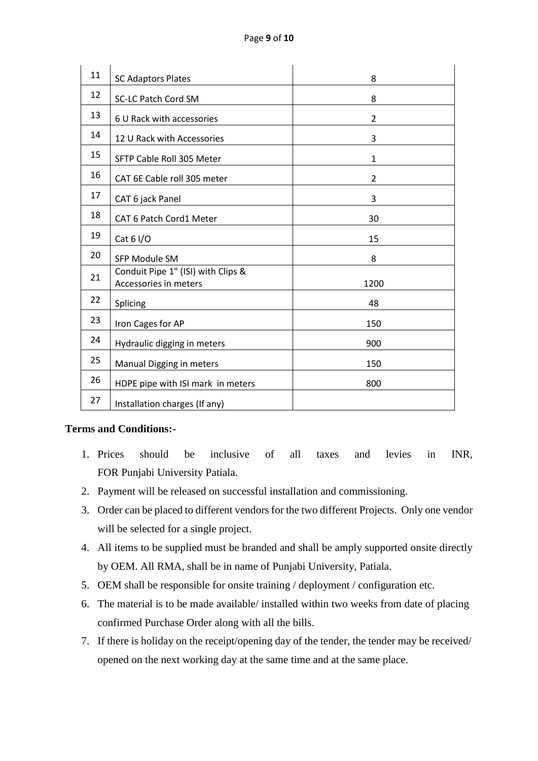| | | |
|---|---|---|
| 11 | SC Adaptors Plates | 8 |
| 12 | SC-LC Patch Cord SM | 8 |
| 13 | 6 U Rack with accessories | 2 |
| 14 | 12 U Rack with Accessories | 3 |
| 15 | SFTP Cable Roll 305 Meter | 1 |
| 16 | CAT 6E Cable roll 305 meter | 2 |
| 17 | CAT 6 jack Panel | 3 |
| 18 | CAT 6 Patch Cord1 Meter | 30 |
| 19 | Cat 6 I/O | 15 |
| 20 | SFP Module SM | 8 |
| 21 | Conduit Pipe 1" (ISI) with Clips & Accessories in meters | 1200 |
| 22 | Splicing | 48 |
| 23 | Iron Cages for AP | 150 |
| 24 | Hydraulic digging in meters | 900 |
| 25 | Manual Digging in meters | 150 |
| 26 | HDPE pipe with ISI mark in meters | 800 |
| 27 | Installation charges (If any) | |

**Terms and Conditions:-**

1. Prices should be inclusive of all taxes and levies in INR, FOR Punjabi University Patiala.
2. Payment will be released on successful installation and commissioning.
3. Order can be placed to different vendors for the two different Projects. Only one vendor will be selected for a single project.
4. All items to be supplied must be branded and shall be amply supported onsite directly by OEM. All RMA, shall be in name of Punjabi University, Patiala.
5. OEM shall be responsible for onsite training / deployment / configuration etc.
6. The material is to be made available/ installed within two weeks from date of placing confirmed Purchase Order along with all the bills.
7. If there is holiday on the receipt/opening day of the tender, the tender may be received/ opened on the next working day at the same time and at the same place.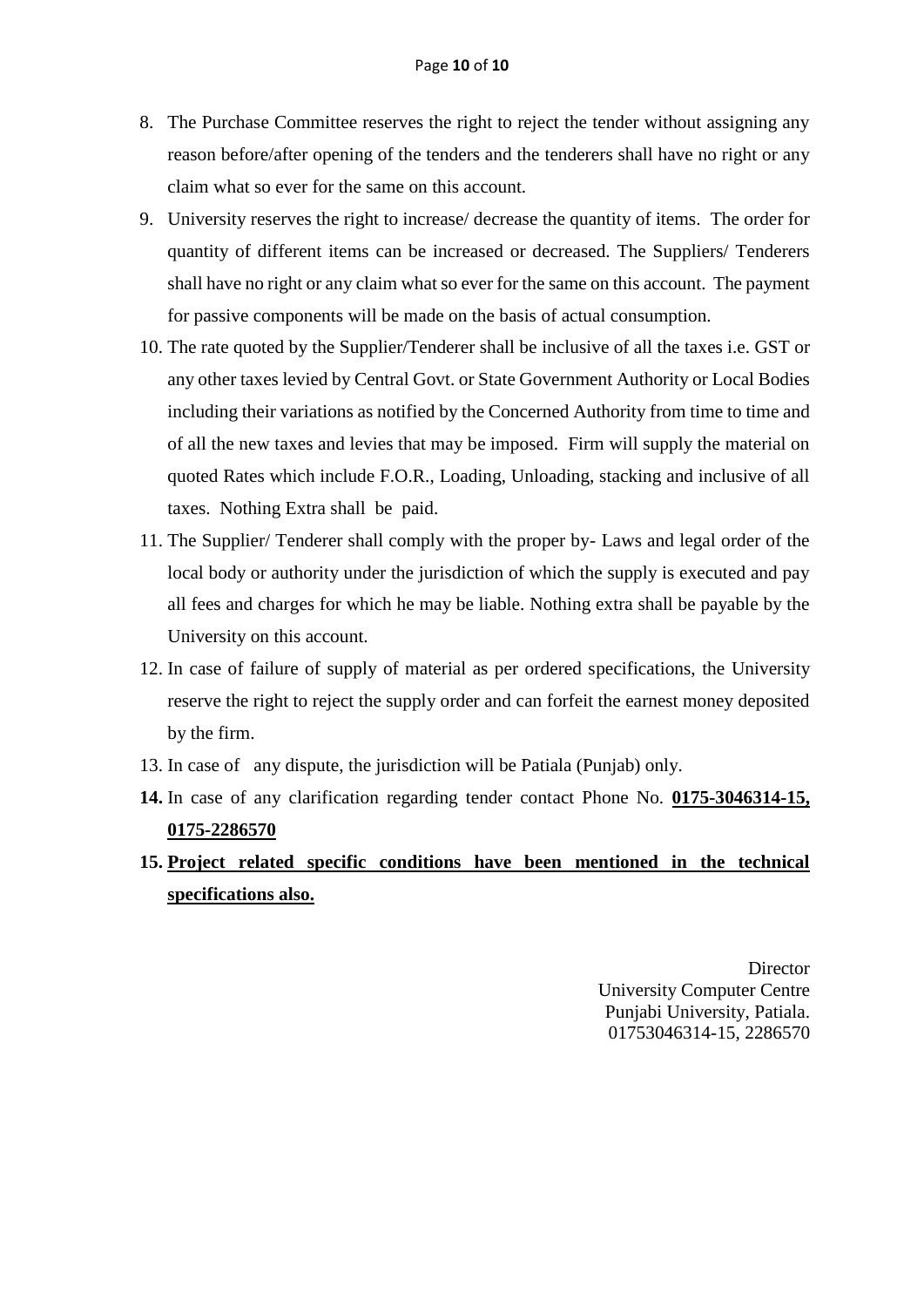8. The Purchase Committee reserves the right to reject the tender without assigning any reason before/after opening of the tenders and the tenderers shall have no right or any claim what so ever for the same on this account.
9. University reserves the right to increase/ decrease the quantity of items. The order for quantity of different items can be increased or decreased. The Suppliers/ Tenderers shall have no right or any claim what so ever for the same on this account. The payment for passive components will be made on the basis of actual consumption.
10. The rate quoted by the Supplier/Tenderer shall be inclusive of all the taxes i.e. GST or any other taxes levied by Central Govt. or State Government Authority or Local Bodies including their variations as notified by the Concerned Authority from time to time and of all the new taxes and levies that may be imposed. Firm will supply the material on quoted Rates which include F.O.R., Loading, Unloading, stacking and inclusive of all taxes. Nothing Extra shall be paid.
11. The Supplier/ Tenderer shall comply with the proper by- Laws and legal order of the local body or authority under the jurisdiction of which the supply is executed and pay all fees and charges for which he may be liable. Nothing extra shall be payable by the University on this account.
12. In case of failure of supply of material as per ordered specifications, the University reserve the right to reject the supply order and can forfeit the earnest money deposited by the firm.
13. In case of any dispute, the jurisdiction will be Patiala (Punjab) only.
14. In case of any clarification regarding tender contact Phone No. **0175-3046314-15, 0175-2286570**
15. **Project related specific conditions have been mentioned in the technical specifications also.**

Director
University Computer Centre
Punjabi University, Patiala.
01753046314-15, 2286570